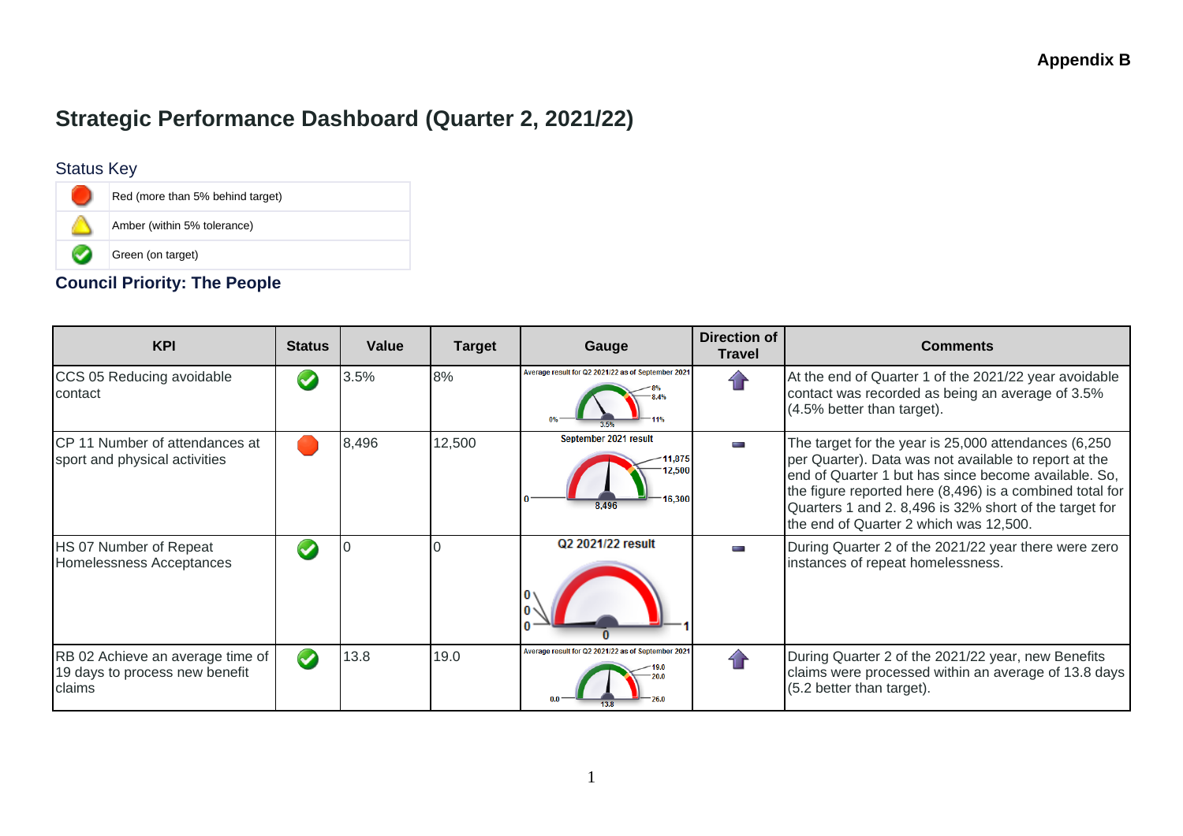**Appendix B**

# Strategic Performance Dashboard (Quarter 2, 2021/22)

Status Key

| | |
|---|---|
| Red | Red (more than 5% behind target) |
| Amber | Amber (within 5% tolerance) |
| Green | Green (on target) |

## Council Priority: The People

| KPI | Status | Value | Target | Gauge | Direction of Travel | Comments |
|---|---|---|---|---|---|---|
| CCS 05 Reducing avoidable contact | Green | 3.5% | 8% | Average result for Q2 2021/22 as of September 2021 (0% – 8% – 8.4% – 11%; 3.5%) | Up | At the end of Quarter 1 of the 2021/22 year avoidable contact was recorded as being an average of 3.5% (4.5% better than target). |
| CP 11 Number of attendances at sport and physical activities | Red | 8,496 | 12,500 | September 2021 result (0 – 11,875 – 12,500 – 16,300; 8,496) | No change | The target for the year is 25,000 attendances (6,250 per Quarter). Data was not available to report at the end of Quarter 1 but has since become available. So, the figure reported here (8,496) is a combined total for Quarters 1 and 2. 8,496 is 32% short of the target for the end of Quarter 2 which was 12,500. |
| HS 07 Number of Repeat Homelessness Acceptances | Green | 0 | 0 | Q2 2021/22 result (0 – 0 – 0 – 1; 0) | No change | During Quarter 2 of the 2021/22 year there were zero instances of repeat homelessness. |
| RB 02 Achieve an average time of 19 days to process new benefit claims | Green | 13.8 | 19.0 | Average result for Q2 2021/22 as of September 2021 (0.0 – 19.0 – 20.0 – 26.0; 13.8) | Up | During Quarter 2 of the 2021/22 year, new Benefits claims were processed within an average of 13.8 days (5.2 better than target). |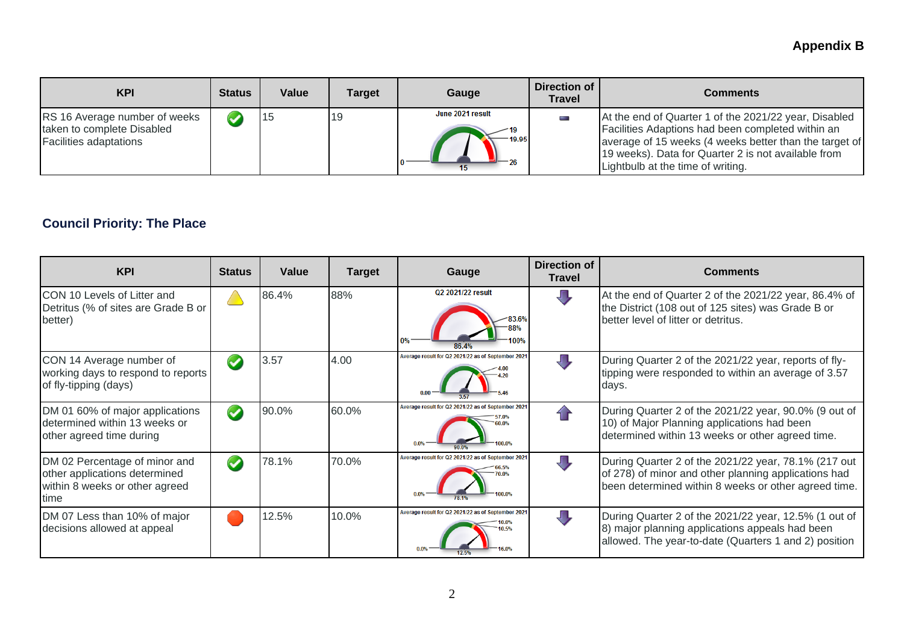**Appendix B**

| KPI | Status | Value | Target | Gauge | Direction of Travel | Comments |
|---|---|---|---|---|---|---|
| RS 16 Average number of weeks taken to complete Disabled Facilities adaptations | | 15 | 19 | June 2021 result 0 15 19 19.95 26 | | At the end of Quarter 1 of the 2021/22 year, Disabled Facilities Adaptions had been completed within an average of 15 weeks (4 weeks better than the target of 19 weeks). Data for Quarter 2 is not available from Lightbulb at the time of writing. |

## Council Priority: The Place

| KPI | Status | Value | Target | Gauge | Direction of Travel | Comments |
|---|---|---|---|---|---|---|
| CON 10 Levels of Litter and Detritus (% of sites are Grade B or better) | | 86.4% | 88% | Q2 2021/22 result 0% 86.4% 83.6% 88% 100% | | At the end of Quarter 2 of the 2021/22 year, 86.4% of the District (108 out of 125 sites) was Grade B or better level of litter or detritus. |
| CON 14 Average number of working days to respond to reports of fly-tipping (days) | | 3.57 | 4.00 | Average result for Q2 2021/22 as of September 2021 0.00 3.57 4.00 4.20 5.46 | | During Quarter 2 of the 2021/22 year, reports of fly-tipping were responded to within an average of 3.57 days. |
| DM 01 60% of major applications determined within 13 weeks or other agreed time during | | 90.0% | 60.0% | Average result for Q2 2021/22 as of September 2021 0.0% 90.0% 57.0% 60.0% 100.0% | | During Quarter 2 of the 2021/22 year, 90.0% (9 out of 10) of Major Planning applications had been determined within 13 weeks or other agreed time. |
| DM 02 Percentage of minor and other applications determined within 8 weeks or other agreed time | | 78.1% | 70.0% | Average result for Q2 2021/22 as of September 2021 0.0% 78.1% 66.5% 70.0% 100.0% | | During Quarter 2 of the 2021/22 year, 78.1% (217 out of 278) of minor and other planning applications had been determined within 8 weeks or other agreed time. |
| DM 07 Less than 10% of major decisions allowed at appeal | | 12.5% | 10.0% | Average result for Q2 2021/22 as of September 2021 0.0% 12.5% 10.0% 10.5% 16.0% | | During Quarter 2 of the 2021/22 year, 12.5% (1 out of 8) major planning applications appeals had been allowed. The year-to-date (Quarters 1 and 2) position |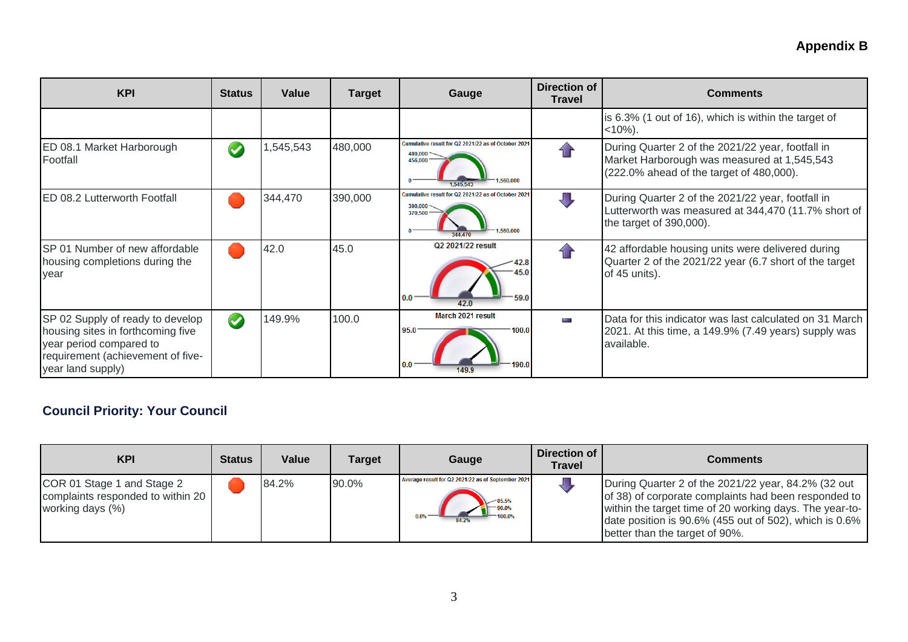**Appendix B**

| KPI | Status | Value | Target | Gauge | Direction of Travel | Comments |
|---|---|---|---|---|---|---|
| | | | | | | is 6.3% (1 out of 16), which is within the target of <10%). |
| ED 08.1 Market Harborough Footfall | ✔ | 1,545,543 | 480,000 | Cumulative result for Q2 2021/22 as of October 2021 (0; 456,000; 480,000; 1,560,000; 1,545,543) | ⬆ | During Quarter 2 of the 2021/22 year, footfall in Market Harborough was measured at 1,545,543 (222.0% ahead of the target of 480,000). |
| ED 08.2 Lutterworth Footfall | 🔴 | 344,470 | 390,000 | Cumulative result for Q2 2021/22 as of October 2021 (0; 370,500; 390,000; 1,560,000; 344,470) | ⬇ | During Quarter 2 of the 2021/22 year, footfall in Lutterworth was measured at 344,470 (11.7% short of the target of 390,000). |
| SP 01 Number of new affordable housing completions during the year | 🔴 | 42.0 | 45.0 | Q2 2021/22 result (0.0; 42.8; 45.0; 59.0; 42.0) | ⬆ | 42 affordable housing units were delivered during Quarter 2 of the 2021/22 year (6.7 short of the target of 45 units). |
| SP 02 Supply of ready to develop housing sites in forthcoming five year period compared to requirement (achievement of five-year land supply) | ✔ | 149.9% | 100.0 | March 2021 result (0.0; 95.0; 100.0; 190.0; 149.9) | ▬ | Data for this indicator was last calculated on 31 March 2021. At this time, a 149.9% (7.49 years) supply was available. |

## Council Priority: Your Council

| KPI | Status | Value | Target | Gauge | Direction of Travel | Comments |
|---|---|---|---|---|---|---|
| COR 01 Stage 1 and Stage 2 complaints responded to within 20 working days (%) | 🔴 | 84.2% | 90.0% | Average result for Q2 2021/22 as of September 2021 (0.0%; 85.5%; 90.0%; 100.0%; 84.2%) | ⬇ | During Quarter 2 of the 2021/22 year, 84.2% (32 out of 38) of corporate complaints had been responded to within the target time of 20 working days. The year-to-date position is 90.6% (455 out of 502), which is 0.6% better than the target of 90%. |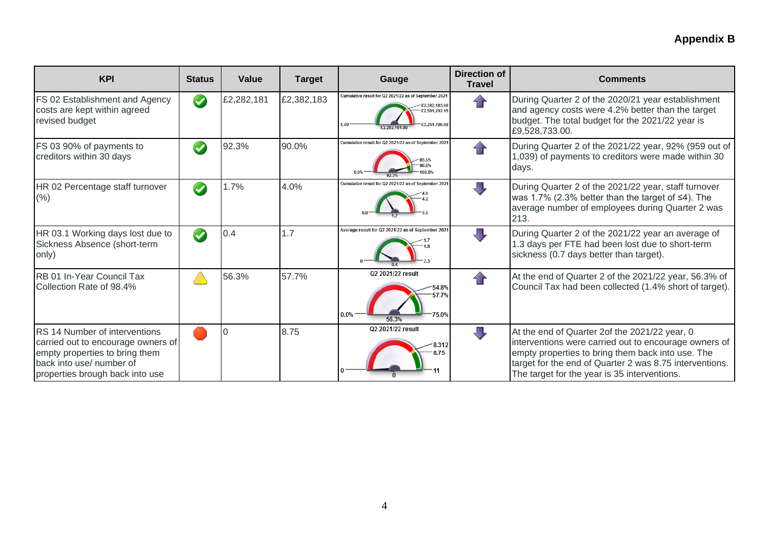**Appendix B**

| KPI | Status | Value | Target | Gauge | Direction of Travel | Comments |
|---|---|---|---|---|---|---|
| FS 02 Establishment and Agency costs are kept within agreed revised budget | ✔ | £2,282,181 | £2,382,183 | Cumulative result for Q2 2021/22 as of September 2021; £.00; £2,282,181.00; £2,382,183.00; £2,501,292.15; £3,251,700.00 | ↑ | During Quarter 2 of the 2020/21 year establishment and agency costs were 4.2% better than the target budget. The total budget for the 2021/22 year is £9,528,733.00. |
| FS 03 90% of payments to creditors within 30 days | ✔ | 92.3% | 90.0% | Cumulative result for Q2 2021/22 as of September 2021; 0.0%; 92.3%; 85.5%; 90.0%; 100.0% | ↑ | During Quarter 2 of the 2021/22 year, 92% (959 out of 1,039) of payments to creditors were made within 30 days. |
| HR 02 Percentage staff turnover (%) | ✔ | 1.7% | 4.0% | Cumulative result for Q2 2021/22 as of September 2021; 0.0; 1.7; 4.0; 4.2; 5.5 | ↓ | During Quarter 2 of the 2021/22 year, staff turnover was 1.7% (2.3% better than the target of ≤4). The average number of employees during Quarter 2 was 213. |
| HR 03.1 Working days lost due to Sickness Absence (short-term only) | ✔ | 0.4 | 1.7 | Average result for Q2 2021/22 as of September 2021; 0; 0.4; 1.7; 1.8; 2.3 | ↓ | During Quarter 2 of the 2021/22 year an average of 1.3 days per FTE had been lost due to short-term sickness (0.7 days better than target). |
| RB 01 In-Year Council Tax Collection Rate of 98.4% | ⚠ | 56.3% | 57.7% | Q2 2021/22 result; 0.0%; 56.3%; 54.8%; 57.7%; 75.0% | ↑ | At the end of Quarter 2 of the 2021/22 year, 56.3% of Council Tax had been collected (1.4% short of target). |
| RS 14 Number of interventions carried out to encourage owners of empty properties to bring them back into use/ number of properties brough back into use | ● | 0 | 8.75 | Q2 2021/22 result; 0; 0; 8.312; 8.75; 11 | ↓ | At the end of Quarter 2of the 2021/22 year, 0 interventions were carried out to encourage owners of empty properties to bring them back into use. The target for the end of Quarter 2 was 8.75 interventions. The target for the year is 35 interventions. |